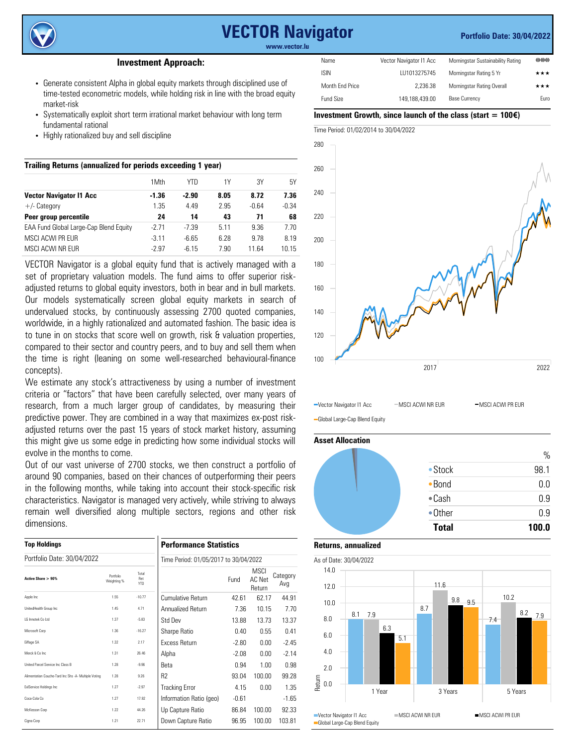# VECTOR Navigator

www.vector.lu

**Portfolio Date: 30/04/2022**

| Name | Vector Navigator I1 Acc | Morningstar Sustainability Rating | ⊕⊕⊕ |
|---|---|---|---|
| ISIN | LU1013275745 | Morningstar Rating 5 Yr | ★★★ |
| Month End Price | 2,236.38 | Morningstar Rating Overall | ★★★ |
| Fund Size | 149,188,439.00 | Base Currency | Euro |

## Investment Approach:

- Generate consistent Alpha in global equity markets through disciplined use of time-tested econometric models, while holding risk in line with the broad equity market-risk
- Systematically exploit short term irrational market behaviour with long term fundamental rational
- Highly rationalized buy and sell discipline

### Trailing Returns (annualized for periods exceeding 1 year)

| | 1Mth | YTD | 1Y | 3Y | 5Y |
|---|---|---|---|---|---|
| **Vector Navigator I1 Acc** | **-1.36** | **-2.90** | **8.05** | **8.72** | **7.36** |
| +/- Category | 1.35 | 4.49 | 2.95 | -0.64 | -0.34 |
| **Peer group percentile** | **24** | **14** | **43** | **71** | **68** |
| EAA Fund Global Large-Cap Blend Equity | -2.71 | -7.39 | 5.11 | 9.36 | 7.70 |
| MSCI ACWI PR EUR | -3.11 | -6.65 | 6.28 | 9.78 | 8.19 |
| MSCI ACWI NR EUR | -2.97 | -6.15 | 7.90 | 11.64 | 10.15 |

VECTOR Navigator is a global equity fund that is actively managed with a set of proprietary valuation models. The fund aims to offer superior risk-adjusted returns to global equity investors, both in bear and in bull markets. Our models systematically screen global equity markets in search of undervalued stocks, by continuously assessing 2700 quoted companies, worldwide, in a highly rationalized and automated fashion. The basic idea is to tune in on stocks that score well on growth, risk & valuation properties, compared to their sector and country peers, and to buy and sell them when the time is right (leaning on some well-researched behavioural-finance concepts).

We estimate any stock's attractiveness by using a number of investment criteria or "factors" that have been carefully selected, over many years of research, from a much larger group of candidates, by measuring their predictive power. They are combined in a way that maximizes ex-post risk-adjusted returns over the past 15 years of stock market history, assuming this might give us some edge in predicting how some individual stocks will evolve in the months to come.

Out of our vast universe of 2700 stocks, we then construct a portfolio of around 90 companies, based on their chances of outperforming their peers in the following months, while taking into account their stock-specific risk characteristics. Navigator is managed very actively, while striving to always remain well diversified along multiple sectors, regions and other risk dimensions.

### Investment Growth, since launch of the class (start = 100€)

Time Period: 01/02/2014 to 30/04/2022

Legend: Vector Navigator I1 Acc; MSCI ACWI NR EUR; MSCI ACWI PR EUR; Global Large-Cap Blend Equity

### Asset Allocation

| | % |
|---|---|
| Stock | 98.1 |
| Bond | 0.0 |
| Cash | 0.9 |
| Other | 0.9 |
| **Total** | **100.0** |

### Top Holdings

Portfolio Date: 30/04/2022

| Active Share > 90% | Portfolio Weighting % | Total Ret YTD |
|---|---|---|
| Apple Inc | 1.55 | -10.77 |
| UnitedHealth Group Inc | 1.45 | 4.71 |
| LG Innotek Co Ltd | 1.37 | -5.83 |
| Microsoft Corp | 1.36 | -16.27 |
| Eiffage SA | 1.32 | 2.17 |
| Merck & Co Inc | 1.31 | 26.46 |
| United Parcel Service Inc Class B | 1.28 | -9.96 |
| Alimentation Couche-Tard Inc Shs -A- Multiple Voting | 1.28 | 9.26 |
| ExlService Holdings Inc | 1.27 | -2.97 |
| Coca-Cola Co | 1.27 | 17.92 |
| McKesson Corp | 1.22 | 44.26 |
| Cigna Corp | 1.21 | 22.71 |

### Performance Statistics

Time Period: 01/05/2017 to 30/04/2022

| | Fund | MSCI AC Net Return | Category Avg |
|---|---|---|---|
| Cumulative Return | 42.61 | 62.17 | 44.91 |
| Annualized Return | 7.36 | 10.15 | 7.70 |
| Std Dev | 13.88 | 13.73 | 13.37 |
| Sharpe Ratio | 0.40 | 0.55 | 0.41 |
| Excess Return | -2.80 | 0.00 | -2.45 |
| Alpha | -2.08 | 0.00 | -2.14 |
| Beta | 0.94 | 1.00 | 0.98 |
| R2 | 93.04 | 100.00 | 99.28 |
| Tracking Error | 4.15 | 0.00 | 1.35 |
| Information Ratio (geo) | -0.61 | | -1.65 |
| Up Capture Ratio | 86.84 | 100.00 | 92.33 |
| Down Capture Ratio | 96.95 | 100.00 | 103.81 |

### Returns, annualized

As of Date: 30/04/2022

| | Vector Navigator I1 Acc | MSCI ACWI NR EUR | MSCI ACWI PR EUR | Global Large-Cap Blend Equity |
|---|---|---|---|---|
| 1 Year | 8.1 | 7.9 | 6.3 | 5.1 |
| 3 Years | 8.7 | 11.6 | 9.8 | 9.5 |
| 5 Years | 7.4 | 10.2 | 8.2 | 7.9 |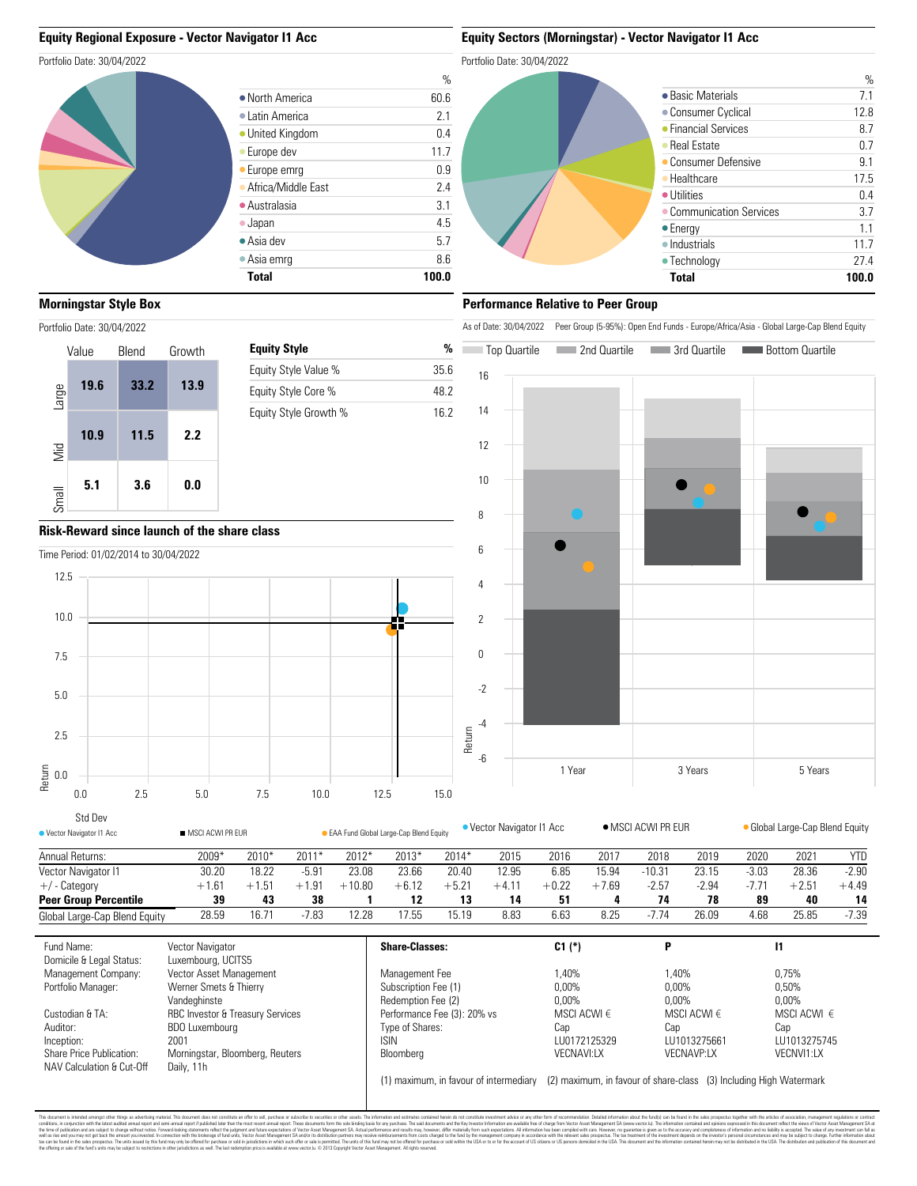## Equity Regional Exposure - Vector Navigator I1 Acc

Portfolio Date: 30/04/2022

| | % |
|---|---|
| North America | 60.6 |
| Latin America | 2.1 |
| United Kingdom | 0.4 |
| Europe dev | 11.7 |
| Europe emrg | 0.9 |
| Africa/Middle East | 2.4 |
| Australasia | 3.1 |
| Japan | 4.5 |
| Asia dev | 5.7 |
| Asia emrg | 8.6 |
| **Total** | **100.0** |

## Equity Sectors (Morningstar) - Vector Navigator I1 Acc

Portfolio Date: 30/04/2022

| | % |
|---|---|
| Basic Materials | 7.1 |
| Consumer Cyclical | 12.8 |
| Financial Services | 8.7 |
| Real Estate | 0.7 |
| Consumer Defensive | 9.1 |
| Healthcare | 17.5 |
| Utilities | 0.4 |
| Communication Services | 3.7 |
| Energy | 1.1 |
| Industrials | 11.7 |
| Technology | 27.4 |
| **Total** | **100.0** |

## Morningstar Style Box

Portfolio Date: 30/04/2022

| | Value | Blend | Growth |
|---|---|---|---|
| Large | 19.6 | 33.2 | 13.9 |
| Mid | 10.9 | 11.5 | 2.2 |
| Small | 5.1 | 3.6 | 0.0 |

| Equity Style | % |
|---|---|
| Equity Style Value % | 35.6 |
| Equity Style Core % | 48.2 |
| Equity Style Growth % | 16.2 |

## Performance Relative to Peer Group

As of Date: 30/04/2022 Peer Group (5-95%): Open End Funds - Europe/Africa/Asia - Global Large-Cap Blend Equity

Top Quartile | 2nd Quartile | 3rd Quartile | Bottom Quartile

16
14
12
10
8
6
4
2
0
-2
-4
-6

Return

1 Year | 3 Years | 5 Years

Vector Navigator I1 Acc | MSCI ACWI PR EUR | Global Large-Cap Blend Equity

## Risk-Reward since launch of the share class

Time Period: 01/02/2014 to 30/04/2022

12.5
10.0
7.5
5.0
2.5
0.0

Return

0.0 | 2.5 | 5.0 | 7.5 | 10.0 | 12.5 | 15.0

Std Dev

Vector Navigator I1 Acc | MSCI ACWI PR EUR | EAA Fund Global Large-Cap Blend Equity

| Annual Returns: | 2009* | 2010* | 2011* | 2012* | 2013* | 2014* | 2015 | 2016 | 2017 | 2018 | 2019 | 2020 | 2021 | YTD |
|---|---|---|---|---|---|---|---|---|---|---|---|---|---|---|
| Vector Navigator I1 | 30.20 | 18.22 | -5.91 | 23.08 | 23.66 | 20.40 | 12.95 | 6.85 | 15.94 | -10.31 | 23.15 | -3.03 | 28.36 | -2.90 |
| +/- Category | +1.61 | +1.51 | +1.91 | +10.80 | +6.12 | +5.21 | +4.11 | +0.22 | +7.69 | -2.57 | -2.94 | -7.71 | +2.51 | +4.49 |
| **Peer Group Percentile** | **39** | **43** | **38** | **1** | **12** | **13** | **14** | **51** | **4** | **74** | **78** | **89** | **40** | **14** |
| Global Large-Cap Blend Equity | 28.59 | 16.71 | -7.83 | 12.28 | 17.55 | 15.19 | 8.83 | 6.63 | 8.25 | -7.74 | 26.09 | 4.68 | 25.85 | -7.39 |

| | |
|---|---|
| Fund Name: | Vector Navigator |
| Domicile & Legal Status: | Luxembourg, UCITS5 |
| Management Company: | Vector Asset Management |
| Portfolio Manager: | Werner Smets & Thierry Vandeghinste |
| Custodian & TA: | RBC Investor & Treasury Services |
| Auditor: | BDO Luxembourg |
| Inception: | 2001 |
| Share Price Publication: | Morningstar, Bloomberg, Reuters |
| NAV Calculation & Cut-Off | Daily, 11h |

| Share-Classes: | C1 (*) | P | I1 |
|---|---|---|---|
| Management Fee | 1,40% | 1,40% | 0,75% |
| Subscription Fee (1) | 0,00% | 0,00% | 0,50% |
| Redemption Fee (2) | 0,00% | 0,00% | 0,00% |
| Performance Fee (3): 20% vs | MSCI ACWI € | MSCI ACWI € | MSCI ACWI € |
| Type of Shares: | Cap | Cap | Cap |
| ISIN | LU0172125329 | LU1013275661 | LU1013275745 |
| Bloomberg | VECNAVI:LX | VECNAVP:LX | VECNVI1:LX |

(1) maximum, in favour of intermediary (2) maximum, in favour of share-class (3) Including High Watermark

This document is intended amongst other things as advertising material. This document does not constitute an offer to sell, purchase or subscribe to securities or other assets. The information and estimates contained herein do not constitute investment advice or any other form of recommendation. Detailed information about the fund(s) can be found in the sales prospectus together with the articles of association, management regulations or contract conditions, in conjunction with the latest audited annual report and semi-annual report if published later than the most recent annual report. These documents form the sole binding basis for any purchase. The said documents and the Key Investor Information are available free of charge from Vector Asset Management SA (www.vector.lu). The information contained and opinions expressed in this document reflect the views of Vector Asset Management SA at the time of publication and are subject to change without notice. Forward-looking statements reflect the judgment and future expectations of Vector Asset Management SA. Actual performance and results may, however, differ materially from such expectations. All information has been compiled with care. However, no guarantee is given as to the accuracy and completeness of information and no liability is accepted. The value of any investment can fall as well as rise and you may not get back the amount you invested. In connection with the brokerage of fund units, Vector Asset Management SA and/or its distribution partners may receive reimbursements from costs charged to the fund by the management company in accordance with the relevant sales prospectus. The tax treatment of the investment depends on the investor's personal circumstances and may be subject to change. Further information about tax can be found in the sales prospectus. The units issued by this fund may only be offered for purchase or sold in jurisdictions in which such offer or sale is permitted. The units of this fund may not be offered for purchase or sold within the USA or to or for the account of US citizens or US persons domiciled in the USA. This document and the information contained herein may not be distributed in the USA. The distribution and publication of this document and the offering or sale of the fund's units may be subject to restrictions in other jurisdictions as well. The last redemption price is available at www.vector.lu. © 2013 Copyright Vector Asset Management. All rights reserved.